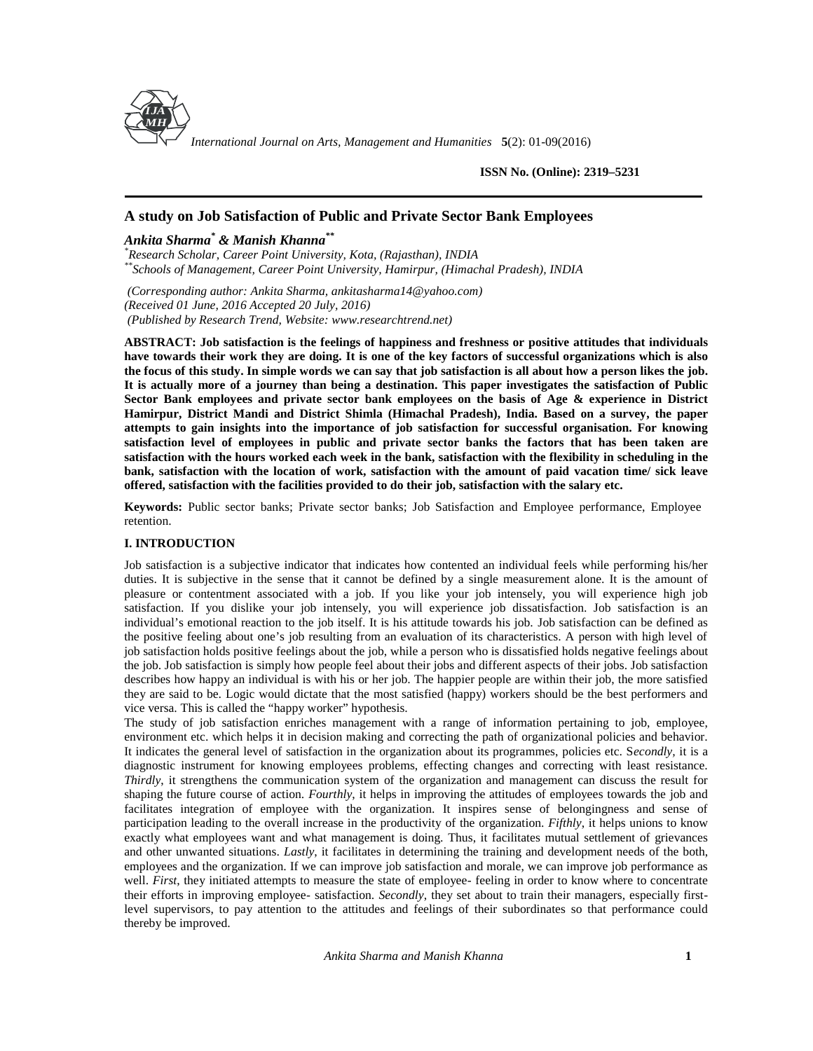ISSN No. (Online): 2319–5231

# A study on Job Satisfaction of Public and Private Sector Bank Employees

***Ankita Sharma[*] & Manish Khanna[**]***

*[*]Research Scholar, Career Point University, Kota, (Rajasthan), INDIA*
*[**]Schools of Management, Career Point University, Hamirpur, (Himachal Pradesh), INDIA*

*(Corresponding author: Ankita Sharma, ankitasharma14@yahoo.com)*
*(Received 01 June, 2016 Accepted 20 July, 2016)*
*(Published by Research Trend, Website: www.researchtrend.net)*

**ABSTRACT: Job satisfaction is the feelings of happiness and freshness or positive attitudes that individuals have towards their work they are doing. It is one of the key factors of successful organizations which is also the focus of this study. In simple words we can say that job satisfaction is all about how a person likes the job. It is actually more of a journey than being a destination. This paper investigates the satisfaction of Public Sector Bank employees and private sector bank employees on the basis of Age & experience in District Hamirpur, District Mandi and District Shimla (Himachal Pradesh), India. Based on a survey, the paper attempts to gain insights into the importance of job satisfaction for successful organisation. For knowing satisfaction level of employees in public and private sector banks the factors that has been taken are satisfaction with the hours worked each week in the bank, satisfaction with the flexibility in scheduling in the bank, satisfaction with the location of work, satisfaction with the amount of paid vacation time/ sick leave offered, satisfaction with the facilities provided to do their job, satisfaction with the salary etc.**

**Keywords:** Public sector banks; Private sector banks; Job Satisfaction and Employee performance, Employee retention.

## I. INTRODUCTION

Job satisfaction is a subjective indicator that indicates how contented an individual feels while performing his/her duties. It is subjective in the sense that it cannot be defined by a single measurement alone. It is the amount of pleasure or contentment associated with a job. If you like your job intensely, you will experience high job satisfaction. If you dislike your job intensely, you will experience job dissatisfaction. Job satisfaction is an individual's emotional reaction to the job itself. It is his attitude towards his job. Job satisfaction can be defined as the positive feeling about one's job resulting from an evaluation of its characteristics. A person with high level of job satisfaction holds positive feelings about the job, while a person who is dissatisfied holds negative feelings about the job. Job satisfaction is simply how people feel about their jobs and different aspects of their jobs. Job satisfaction describes how happy an individual is with his or her job. The happier people are within their job, the more satisfied they are said to be. Logic would dictate that the most satisfied (happy) workers should be the best performers and vice versa. This is called the "happy worker" hypothesis.

The study of job satisfaction enriches management with a range of information pertaining to job, employee, environment etc. which helps it in decision making and correcting the path of organizational policies and behavior. It indicates the general level of satisfaction in the organization about its programmes, policies etc. S*econdly*, it is a diagnostic instrument for knowing employees problems, effecting changes and correcting with least resistance. *Thirdly*, it strengthens the communication system of the organization and management can discuss the result for shaping the future course of action. *Fourthly*, it helps in improving the attitudes of employees towards the job and facilitates integration of employee with the organization. It inspires sense of belongingness and sense of participation leading to the overall increase in the productivity of the organization. *Fifthly*, it helps unions to know exactly what employees want and what management is doing. Thus, it facilitates mutual settlement of grievances and other unwanted situations. *Lastly*, it facilitates in determining the training and development needs of the both, employees and the organization. If we can improve job satisfaction and morale, we can improve job performance as well. *First*, they initiated attempts to measure the state of employee- feeling in order to know where to concentrate their efforts in improving employee- satisfaction. *Secondly*, they set about to train their managers, especially first-level supervisors, to pay attention to the attitudes and feelings of their subordinates so that performance could thereby be improved.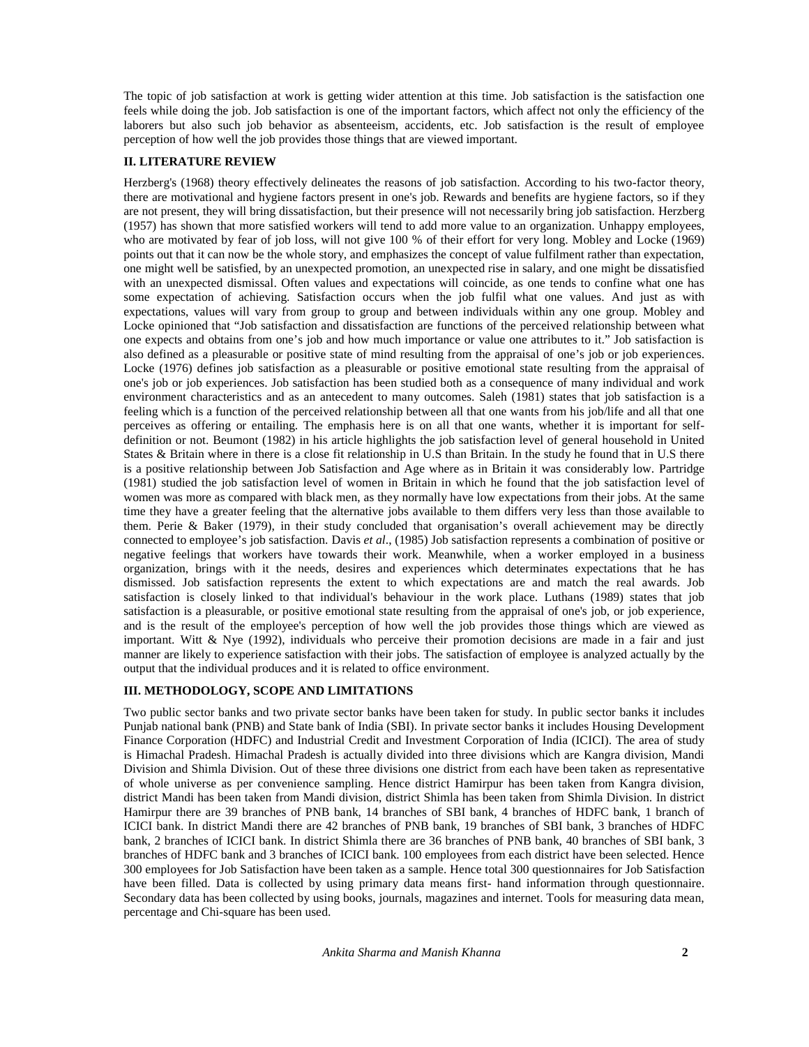The topic of job satisfaction at work is getting wider attention at this time. Job satisfaction is the satisfaction one feels while doing the job. Job satisfaction is one of the important factors, which affect not only the efficiency of the laborers but also such job behavior as absenteeism, accidents, etc. Job satisfaction is the result of employee perception of how well the job provides those things that are viewed important.

## II. LITERATURE REVIEW

Herzberg's (1968) theory effectively delineates the reasons of job satisfaction. According to his two-factor theory, there are motivational and hygiene factors present in one's job. Rewards and benefits are hygiene factors, so if they are not present, they will bring dissatisfaction, but their presence will not necessarily bring job satisfaction. Herzberg (1957) has shown that more satisfied workers will tend to add more value to an organization. Unhappy employees, who are motivated by fear of job loss, will not give 100 % of their effort for very long. Mobley and Locke (1969) points out that it can now be the whole story, and emphasizes the concept of value fulfilment rather than expectation, one might well be satisfied, by an unexpected promotion, an unexpected rise in salary, and one might be dissatisfied with an unexpected dismissal. Often values and expectations will coincide, as one tends to confine what one has some expectation of achieving. Satisfaction occurs when the job fulfil what one values. And just as with expectations, values will vary from group to group and between individuals within any one group. Mobley and Locke opinioned that "Job satisfaction and dissatisfaction are functions of the perceived relationship between what one expects and obtains from one's job and how much importance or value one attributes to it." Job satisfaction is also defined as a pleasurable or positive state of mind resulting from the appraisal of one's job or job experiences. Locke (1976) defines job satisfaction as a pleasurable or positive emotional state resulting from the appraisal of one's job or job experiences. Job satisfaction has been studied both as a consequence of many individual and work environment characteristics and as an antecedent to many outcomes. Saleh (1981) states that job satisfaction is a feeling which is a function of the perceived relationship between all that one wants from his job/life and all that one perceives as offering or entailing. The emphasis here is on all that one wants, whether it is important for self-definition or not. Beumont (1982) in his article highlights the job satisfaction level of general household in United States & Britain where in there is a close fit relationship in U.S than Britain. In the study he found that in U.S there is a positive relationship between Job Satisfaction and Age where as in Britain it was considerably low. Partridge (1981) studied the job satisfaction level of women in Britain in which he found that the job satisfaction level of women was more as compared with black men, as they normally have low expectations from their jobs. At the same time they have a greater feeling that the alternative jobs available to them differs very less than those available to them. Perie & Baker (1979), in their study concluded that organisation's overall achievement may be directly connected to employee's job satisfaction. Davis *et al*., (1985) Job satisfaction represents a combination of positive or negative feelings that workers have towards their work. Meanwhile, when a worker employed in a business organization, brings with it the needs, desires and experiences which determinates expectations that he has dismissed. Job satisfaction represents the extent to which expectations are and match the real awards. Job satisfaction is closely linked to that individual's behaviour in the work place. Luthans (1989) states that job satisfaction is a pleasurable, or positive emotional state resulting from the appraisal of one's job, or job experience, and is the result of the employee's perception of how well the job provides those things which are viewed as important. Witt & Nye (1992), individuals who perceive their promotion decisions are made in a fair and just manner are likely to experience satisfaction with their jobs. The satisfaction of employee is analyzed actually by the output that the individual produces and it is related to office environment.

## III. METHODOLOGY, SCOPE AND LIMITATIONS

Two public sector banks and two private sector banks have been taken for study. In public sector banks it includes Punjab national bank (PNB) and State bank of India (SBI). In private sector banks it includes Housing Development Finance Corporation (HDFC) and Industrial Credit and Investment Corporation of India (ICICI). The area of study is Himachal Pradesh. Himachal Pradesh is actually divided into three divisions which are Kangra division, Mandi Division and Shimla Division. Out of these three divisions one district from each have been taken as representative of whole universe as per convenience sampling. Hence district Hamirpur has been taken from Kangra division, district Mandi has been taken from Mandi division, district Shimla has been taken from Shimla Division. In district Hamirpur there are 39 branches of PNB bank, 14 branches of SBI bank, 4 branches of HDFC bank, 1 branch of ICICI bank. In district Mandi there are 42 branches of PNB bank, 19 branches of SBI bank, 3 branches of HDFC bank, 2 branches of ICICI bank. In district Shimla there are 36 branches of PNB bank, 40 branches of SBI bank, 3 branches of HDFC bank and 3 branches of ICICI bank. 100 employees from each district have been selected. Hence 300 employees for Job Satisfaction have been taken as a sample. Hence total 300 questionnaires for Job Satisfaction have been filled. Data is collected by using primary data means first- hand information through questionnaire. Secondary data has been collected by using books, journals, magazines and internet. Tools for measuring data mean, percentage and Chi-square has been used.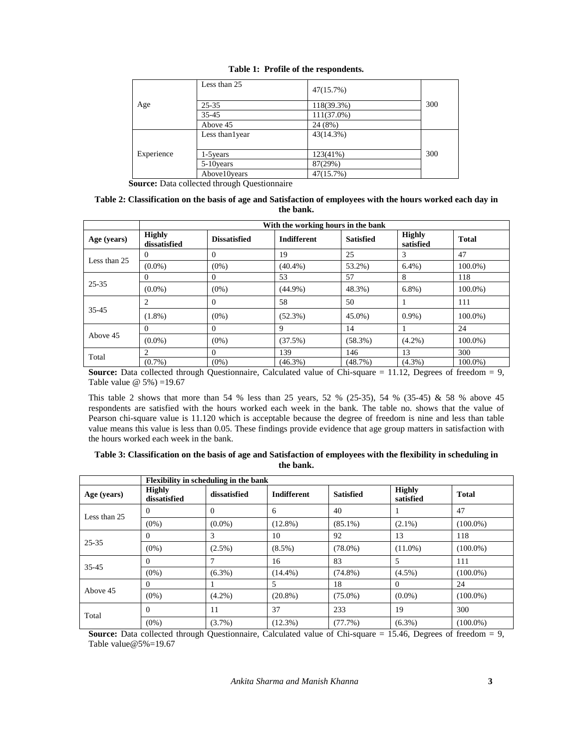**Table 1: Profile of the respondents.**

| | | | |
|---|---|---|---|
| Age | Less than 25 | 47(15.7%) | 300 |
| | 25-35 | 118(39.3%) | |
| | 35-45 | 111(37.0%) | |
| | Above 45 | 24 (8%) | |
| Experience | Less than1year | 43(14.3%) | 300 |
| | 1-5years | 123(41%) | |
| | 5-10years | 87(29%) | |
| | Above10years | 47(15.7%) | |

**Source:** Data collected through Questionnaire

**Table 2: Classification on the basis of age and Satisfaction of employees with the hours worked each day in the bank.**

| | With the working hours in the bank | | | | | |
|---|---|---|---|---|---|---|
| **Age (years)** | **Highly dissatisfied** | **Dissatisfied** | **Indifferent** | **Satisfied** | **Highly satisfied** | **Total** |
| Less than 25 | 0 | 0 | 19 | 25 | 3 | 47 |
| | (0.0%) | (0%) | (40.4%) | 53.2%) | 6.4%) | 100.0%) |
| 25-35 | 0 | 0 | 53 | 57 | 8 | 118 |
| | (0.0%) | (0%) | (44.9%) | 48.3%) | 6.8%) | 100.0%) |
| 35-45 | 2 | 0 | 58 | 50 | 1 | 111 |
| | (1.8%) | (0%) | (52.3%) | 45.0%) | 0.9%) | 100.0%) |
| Above 45 | 0 | 0 | 9 | 14 | 1 | 24 |
| | (0.0%) | (0%) | (37.5%) | (58.3%) | (4.2%) | 100.0%) |
| Total | 2 | 0 | 139 | 146 | 13 | 300 |
| | (0.7%) | (0%) | (46.3%) | (48.7%) | (4.3%) | 100.0%) |

**Source:** Data collected through Questionnaire, Calculated value of Chi-square = 11.12, Degrees of freedom = 9, Table value @ 5%) =19.67

This table 2 shows that more than 54 % less than 25 years, 52 % (25-35), 54 % (35-45) & 58 % above 45 respondents are satisfied with the hours worked each week in the bank. The table no. shows that the value of Pearson chi-square value is 11.120 which is acceptable because the degree of freedom is nine and less than table value means this value is less than 0.05. These findings provide evidence that age group matters in satisfaction with the hours worked each week in the bank.

**Table 3: Classification on the basis of age and Satisfaction of employees with the flexibility in scheduling in the bank.**

| | Flexibility in scheduling in the bank | | | | | |
|---|---|---|---|---|---|---|
| **Age (years)** | **Highly dissatisfied** | **dissatisfied** | **Indifferent** | **Satisfied** | **Highly satisfied** | **Total** |
| Less than 25 | 0 | 0 | 6 | 40 | 1 | 47 |
| | (0%) | (0.0%) | (12.8%) | (85.1%) | (2.1%) | (100.0%) |
| 25-35 | 0 | 3 | 10 | 92 | 13 | 118 |
| | (0%) | (2.5%) | (8.5%) | (78.0%) | (11.0%) | (100.0%) |
| 35-45 | 0 | 7 | 16 | 83 | 5 | 111 |
| | (0%) | (6.3%) | (14.4%) | (74.8%) | (4.5%) | (100.0%) |
| Above 45 | 0 | 1 | 5 | 18 | 0 | 24 |
| | (0%) | (4.2%) | (20.8%) | (75.0%) | (0.0%) | (100.0%) |
| Total | 0 | 11 | 37 | 233 | 19 | 300 |
| | (0%) | (3.7%) | (12.3%) | (77.7%) | (6.3%) | (100.0%) |

**Source:** Data collected through Questionnaire, Calculated value of Chi-square = 15.46, Degrees of freedom = 9, Table value@5%=19.67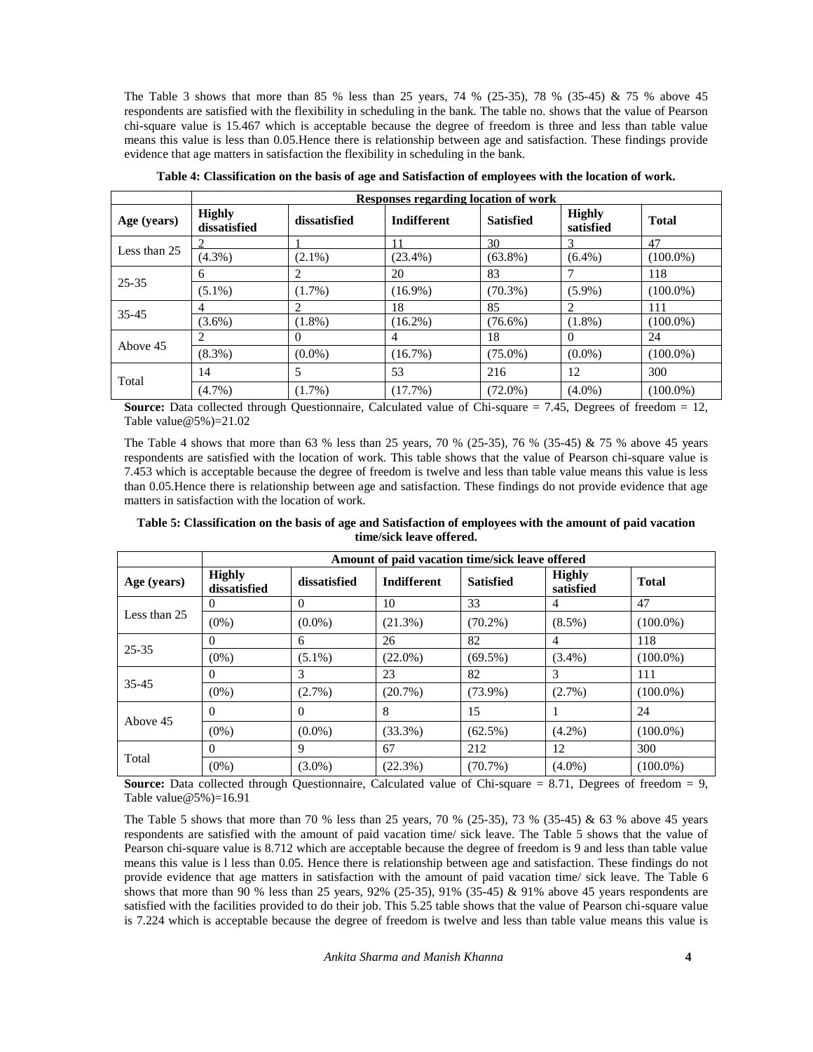The Table 3 shows that more than 85 % less than 25 years, 74 % (25-35), 78 % (35-45) & 75 % above 45 respondents are satisfied with the flexibility in scheduling in the bank. The table no. shows that the value of Pearson chi-square value is 15.467 which is acceptable because the degree of freedom is three and less than table value means this value is less than 0.05.Hence there is relationship between age and satisfaction. These findings provide evidence that age matters in satisfaction the flexibility in scheduling in the bank.

**Table 4: Classification on the basis of age and Satisfaction of employees with the location of work.**

| | Responses regarding location of work | | | | | |
|---|---|---|---|---|---|---|
| **Age (years)** | **Highly dissatisfied** | **dissatisfied** | **Indifferent** | **Satisfied** | **Highly satisfied** | **Total** |
| Less than 25 | 2 | 1 | 11 | 30 | 3 | 47 |
| | (4.3%) | (2.1%) | (23.4%) | (63.8%) | (6.4%) | (100.0%) |
| 25-35 | 6 | 2 | 20 | 83 | 7 | 118 |
| | (5.1%) | (1.7%) | (16.9%) | (70.3%) | (5.9%) | (100.0%) |
| 35-45 | 4 | 2 | 18 | 85 | 2 | 111 |
| | (3.6%) | (1.8%) | (16.2%) | (76.6%) | (1.8%) | (100.0%) |
| Above 45 | 2 | 0 | 4 | 18 | 0 | 24 |
| | (8.3%) | (0.0%) | (16.7%) | (75.0%) | (0.0%) | (100.0%) |
| Total | 14 | 5 | 53 | 216 | 12 | 300 |
| | (4.7%) | (1.7%) | (17.7%) | (72.0%) | (4.0%) | (100.0%) |

**Source:** Data collected through Questionnaire, Calculated value of Chi-square = 7.45, Degrees of freedom = 12, Table value@5%)=21.02

The Table 4 shows that more than 63 % less than 25 years, 70 % (25-35), 76 % (35-45) & 75 % above 45 years respondents are satisfied with the location of work. This table shows that the value of Pearson chi-square value is 7.453 which is acceptable because the degree of freedom is twelve and less than table value means this value is less than 0.05.Hence there is relationship between age and satisfaction. These findings do not provide evidence that age matters in satisfaction with the location of work.

**Table 5: Classification on the basis of age and Satisfaction of employees with the amount of paid vacation time/sick leave offered.**

| | Amount of paid vacation time/sick leave offered | | | | | |
|---|---|---|---|---|---|---|
| **Age (years)** | **Highly dissatisfied** | **dissatisfied** | **Indifferent** | **Satisfied** | **Highly satisfied** | **Total** |
| Less than 25 | 0 | 0 | 10 | 33 | 4 | 47 |
| | (0%) | (0.0%) | (21.3%) | (70.2%) | (8.5%) | (100.0%) |
| 25-35 | 0 | 6 | 26 | 82 | 4 | 118 |
| | (0%) | (5.1%) | (22.0%) | (69.5%) | (3.4%) | (100.0%) |
| 35-45 | 0 | 3 | 23 | 82 | 3 | 111 |
| | (0%) | (2.7%) | (20.7%) | (73.9%) | (2.7%) | (100.0%) |
| Above 45 | 0 | 0 | 8 | 15 | 1 | 24 |
| | (0%) | (0.0%) | (33.3%) | (62.5%) | (4.2%) | (100.0%) |
| Total | 0 | 9 | 67 | 212 | 12 | 300 |
| | (0%) | (3.0%) | (22.3%) | (70.7%) | (4.0%) | (100.0%) |

**Source:** Data collected through Questionnaire, Calculated value of Chi-square = 8.71, Degrees of freedom = 9, Table value@5%)=16.91

The Table 5 shows that more than 70 % less than 25 years, 70 % (25-35), 73 % (35-45) & 63 % above 45 years respondents are satisfied with the amount of paid vacation time/ sick leave. The Table 5 shows that the value of Pearson chi-square value is 8.712 which are acceptable because the degree of freedom is 9 and less than table value means this value is l less than 0.05. Hence there is relationship between age and satisfaction. These findings do not provide evidence that age matters in satisfaction with the amount of paid vacation time/ sick leave. The Table 6 shows that more than 90 % less than 25 years, 92% (25-35), 91% (35-45) & 91% above 45 years respondents are satisfied with the facilities provided to do their job. This 5.25 table shows that the value of Pearson chi-square value is 7.224 which is acceptable because the degree of freedom is twelve and less than table value means this value is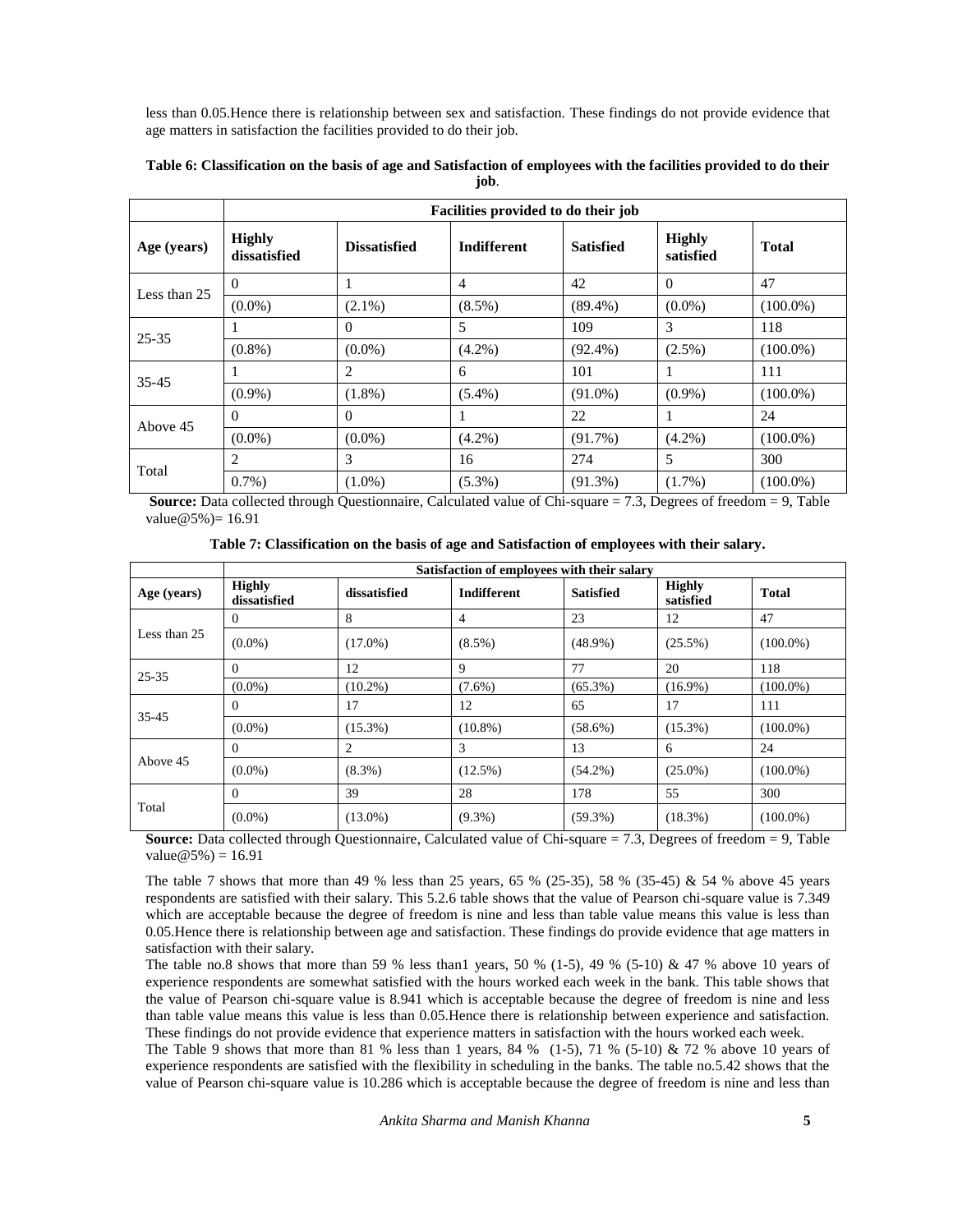less than 0.05.Hence there is relationship between sex and satisfaction. These findings do not provide evidence that age matters in satisfaction the facilities provided to do their job.

**Table 6: Classification on the basis of age and Satisfaction of employees with the facilities provided to do their job**.

| | Facilities provided to do their job | | | | | |
|---|---|---|---|---|---|---|
| **Age (years)** | **Highly dissatisfied** | **Dissatisfied** | **Indifferent** | **Satisfied** | **Highly satisfied** | **Total** |
| Less than 25 | 0 | 1 | 4 | 42 | 0 | 47 |
| | (0.0%) | (2.1%) | (8.5%) | (89.4%) | (0.0%) | (100.0%) |
| 25-35 | 1 | 0 | 5 | 109 | 3 | 118 |
| | (0.8%) | (0.0%) | (4.2%) | (92.4%) | (2.5%) | (100.0%) |
| 35-45 | 1 | 2 | 6 | 101 | 1 | 111 |
| | (0.9%) | (1.8%) | (5.4%) | (91.0%) | (0.9%) | (100.0%) |
| Above 45 | 0 | 0 | 1 | 22 | 1 | 24 |
| | (0.0%) | (0.0%) | (4.2%) | (91.7%) | (4.2%) | (100.0%) |
| Total | 2 | 3 | 16 | 274 | 5 | 300 |
| | 0.7%) | (1.0%) | (5.3%) | (91.3%) | (1.7%) | (100.0%) |

**Source:** Data collected through Questionnaire, Calculated value of Chi-square = 7.3, Degrees of freedom = 9, Table value@5%)= 16.91

**Table 7: Classification on the basis of age and Satisfaction of employees with their salary.**

| | Satisfaction of employees with their salary | | | | | |
|---|---|---|---|---|---|---|
| **Age (years)** | **Highly dissatisfied** | **dissatisfied** | **Indifferent** | **Satisfied** | **Highly satisfied** | **Total** |
| Less than 25 | 0 | 8 | 4 | 23 | 12 | 47 |
| | (0.0%) | (17.0%) | (8.5%) | (48.9%) | (25.5%) | (100.0%) |
| 25-35 | 0 | 12 | 9 | 77 | 20 | 118 |
| | (0.0%) | (10.2%) | (7.6%) | (65.3%) | (16.9%) | (100.0%) |
| 35-45 | 0 | 17 | 12 | 65 | 17 | 111 |
| | (0.0%) | (15.3%) | (10.8%) | (58.6%) | (15.3%) | (100.0%) |
| Above 45 | 0 | 2 | 3 | 13 | 6 | 24 |
| | (0.0%) | (8.3%) | (12.5%) | (54.2%) | (25.0%) | (100.0%) |
| Total | 0 | 39 | 28 | 178 | 55 | 300 |
| | (0.0%) | (13.0%) | (9.3%) | (59.3%) | (18.3%) | (100.0%) |

**Source:** Data collected through Questionnaire, Calculated value of Chi-square = 7.3, Degrees of freedom = 9, Table value@5%) = 16.91

The table 7 shows that more than 49 % less than 25 years, 65 % (25-35), 58 % (35-45) & 54 % above 45 years respondents are satisfied with their salary. This 5.2.6 table shows that the value of Pearson chi-square value is 7.349 which are acceptable because the degree of freedom is nine and less than table value means this value is less than 0.05.Hence there is relationship between age and satisfaction. These findings do provide evidence that age matters in satisfaction with their salary.

The table no.8 shows that more than 59 % less than1 years, 50 % (1-5), 49 % (5-10) & 47 % above 10 years of experience respondents are somewhat satisfied with the hours worked each week in the bank. This table shows that the value of Pearson chi-square value is 8.941 which is acceptable because the degree of freedom is nine and less than table value means this value is less than 0.05.Hence there is relationship between experience and satisfaction. These findings do not provide evidence that experience matters in satisfaction with the hours worked each week.

The Table 9 shows that more than 81 % less than 1 years, 84 % (1-5), 71 % (5-10) & 72 % above 10 years of experience respondents are satisfied with the flexibility in scheduling in the banks. The table no.5.42 shows that the value of Pearson chi-square value is 10.286 which is acceptable because the degree of freedom is nine and less than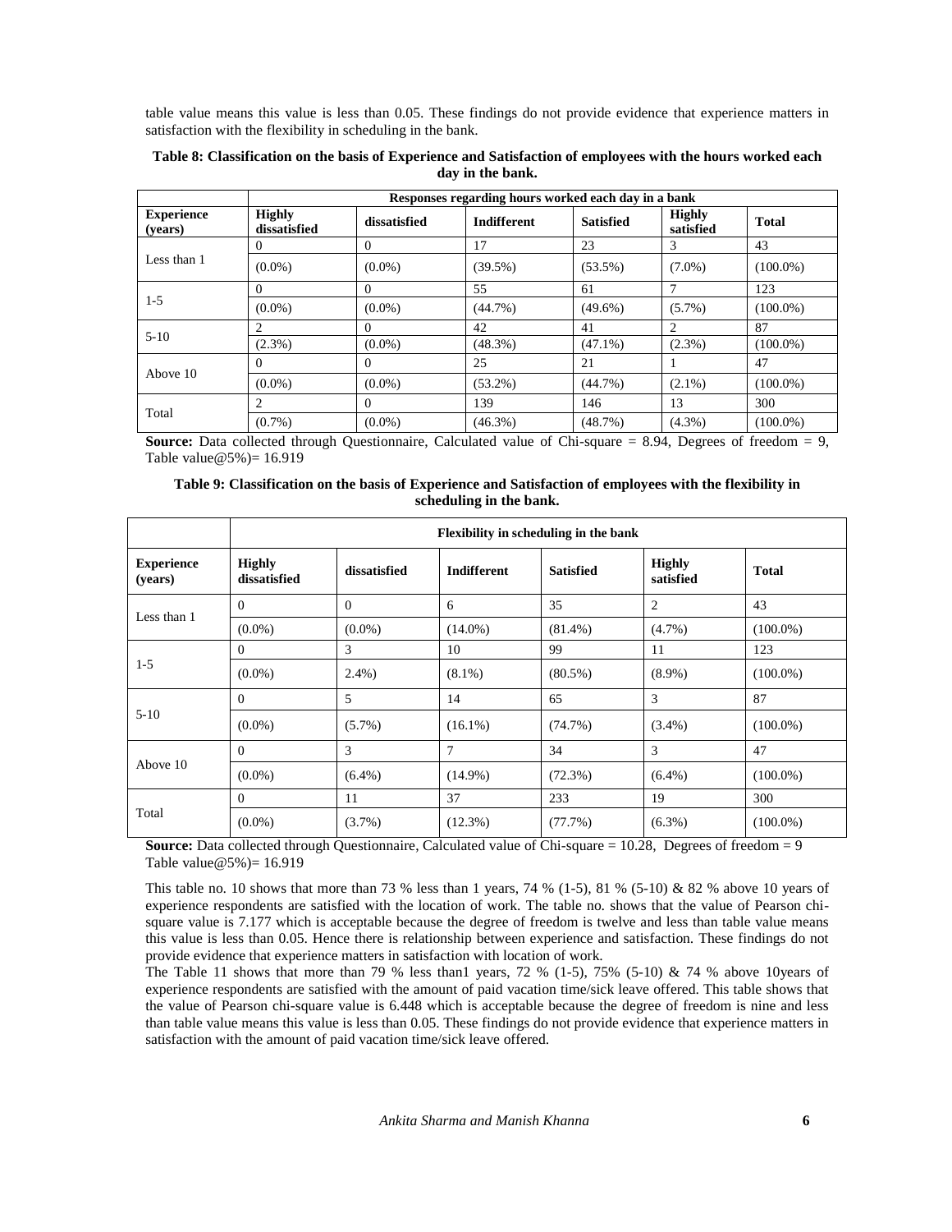table value means this value is less than 0.05. These findings do not provide evidence that experience matters in satisfaction with the flexibility in scheduling in the bank.

**Table 8: Classification on the basis of Experience and Satisfaction of employees with the hours worked each day in the bank.**

| | Responses regarding hours worked each day in a bank | | | | | |
|---|---|---|---|---|---|---|
| **Experience (years)** | **Highly dissatisfied** | **dissatisfied** | **Indifferent** | **Satisfied** | **Highly satisfied** | **Total** |
| Less than 1 | 0 | 0 | 17 | 23 | 3 | 43 |
| | (0.0%) | (0.0%) | (39.5%) | (53.5%) | (7.0%) | (100.0%) |
| 1-5 | 0 | 0 | 55 | 61 | 7 | 123 |
| | (0.0%) | (0.0%) | (44.7%) | (49.6%) | (5.7%) | (100.0%) |
| 5-10 | 2 | 0 | 42 | 41 | 2 | 87 |
| | (2.3%) | (0.0%) | (48.3%) | (47.1%) | (2.3%) | (100.0%) |
| Above 10 | 0 | 0 | 25 | 21 | 1 | 47 |
| | (0.0%) | (0.0%) | (53.2%) | (44.7%) | (2.1%) | (100.0%) |
| Total | 2 | 0 | 139 | 146 | 13 | 300 |
| | (0.7%) | (0.0%) | (46.3%) | (48.7%) | (4.3%) | (100.0%) |

**Source:** Data collected through Questionnaire, Calculated value of Chi-square = 8.94, Degrees of freedom = 9, Table value@5%)= 16.919

**Table 9: Classification on the basis of Experience and Satisfaction of employees with the flexibility in scheduling in the bank.**

| | Flexibility in scheduling in the bank | | | | | |
|---|---|---|---|---|---|---|
| **Experience (years)** | **Highly dissatisfied** | **dissatisfied** | **Indifferent** | **Satisfied** | **Highly satisfied** | **Total** |
| Less than 1 | 0 | 0 | 6 | 35 | 2 | 43 |
| | (0.0%) | (0.0%) | (14.0%) | (81.4%) | (4.7%) | (100.0%) |
| 1-5 | 0 | 3 | 10 | 99 | 11 | 123 |
| | (0.0%) | 2.4%) | (8.1%) | (80.5%) | (8.9%) | (100.0%) |
| 5-10 | 0 | 5 | 14 | 65 | 3 | 87 |
| | (0.0%) | (5.7%) | (16.1%) | (74.7%) | (3.4%) | (100.0%) |
| Above 10 | 0 | 3 | 7 | 34 | 3 | 47 |
| | (0.0%) | (6.4%) | (14.9%) | (72.3%) | (6.4%) | (100.0%) |
| Total | 0 | 11 | 37 | 233 | 19 | 300 |
| | (0.0%) | (3.7%) | (12.3%) | (77.7%) | (6.3%) | (100.0%) |

**Source:** Data collected through Questionnaire, Calculated value of Chi-square = 10.28, Degrees of freedom = 9 Table value@5%)= 16.919

This table no. 10 shows that more than 73 % less than 1 years, 74 % (1-5), 81 % (5-10) & 82 % above 10 years of experience respondents are satisfied with the location of work. The table no. shows that the value of Pearson chi-square value is 7.177 which is acceptable because the degree of freedom is twelve and less than table value means this value is less than 0.05. Hence there is relationship between experience and satisfaction. These findings do not provide evidence that experience matters in satisfaction with location of work.

The Table 11 shows that more than 79 % less than1 years, 72 % (1-5), 75% (5-10) & 74 % above 10years of experience respondents are satisfied with the amount of paid vacation time/sick leave offered. This table shows that the value of Pearson chi-square value is 6.448 which is acceptable because the degree of freedom is nine and less than table value means this value is less than 0.05. These findings do not provide evidence that experience matters in satisfaction with the amount of paid vacation time/sick leave offered.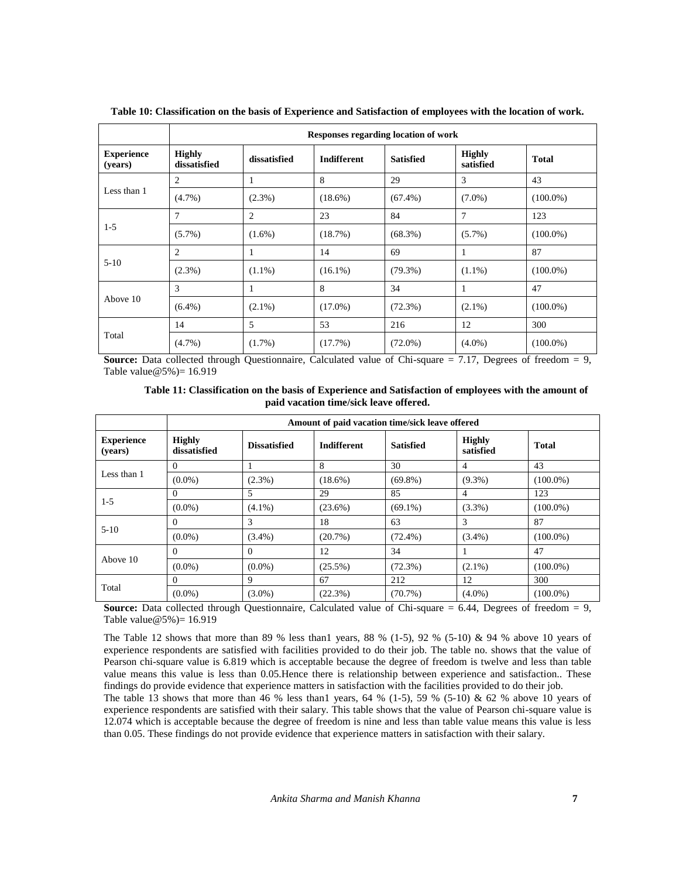**Table 10: Classification on the basis of Experience and Satisfaction of employees with the location of work.**

| | Responses regarding location of work | | | | | |
|---|---|---|---|---|---|---|
| **Experience (years)** | **Highly dissatisfied** | **dissatisfied** | **Indifferent** | **Satisfied** | **Highly satisfied** | **Total** |
| Less than 1 | 2 | 1 | 8 | 29 | 3 | 43 |
| | (4.7%) | (2.3%) | (18.6%) | (67.4%) | (7.0%) | (100.0%) |
| 1-5 | 7 | 2 | 23 | 84 | 7 | 123 |
| | (5.7%) | (1.6%) | (18.7%) | (68.3%) | (5.7%) | (100.0%) |
| 5-10 | 2 | 1 | 14 | 69 | 1 | 87 |
| | (2.3%) | (1.1%) | (16.1%) | (79.3%) | (1.1%) | (100.0%) |
| Above 10 | 3 | 1 | 8 | 34 | 1 | 47 |
| | (6.4%) | (2.1%) | (17.0%) | (72.3%) | (2.1%) | (100.0%) |
| Total | 14 | 5 | 53 | 216 | 12 | 300 |
| | (4.7%) | (1.7%) | (17.7%) | (72.0%) | (4.0%) | (100.0%) |

**Source:** Data collected through Questionnaire, Calculated value of Chi-square = 7.17, Degrees of freedom = 9, Table value@5%)= 16.919

**Table 11: Classification on the basis of Experience and Satisfaction of employees with the amount of paid vacation time/sick leave offered.**

| | Amount of paid vacation time/sick leave offered | | | | | |
|---|---|---|---|---|---|---|
| **Experience (years)** | **Highly dissatisfied** | **Dissatisfied** | **Indifferent** | **Satisfied** | **Highly satisfied** | **Total** |
| Less than 1 | 0 | 1 | 8 | 30 | 4 | 43 |
| | (0.0%) | (2.3%) | (18.6%) | (69.8%) | (9.3%) | (100.0%) |
| 1-5 | 0 | 5 | 29 | 85 | 4 | 123 |
| | (0.0%) | (4.1%) | (23.6%) | (69.1%) | (3.3%) | (100.0%) |
| 5-10 | 0 | 3 | 18 | 63 | 3 | 87 |
| | (0.0%) | (3.4%) | (20.7%) | (72.4%) | (3.4%) | (100.0%) |
| Above 10 | 0 | 0 | 12 | 34 | 1 | 47 |
| | (0.0%) | (0.0%) | (25.5%) | (72.3%) | (2.1%) | (100.0%) |
| Total | 0 | 9 | 67 | 212 | 12 | 300 |
| | (0.0%) | (3.0%) | (22.3%) | (70.7%) | (4.0%) | (100.0%) |

**Source:** Data collected through Questionnaire, Calculated value of Chi-square = 6.44, Degrees of freedom = 9, Table value@5%)= 16.919

The Table 12 shows that more than 89 % less than1 years, 88 % (1-5), 92 % (5-10) & 94 % above 10 years of experience respondents are satisfied with facilities provided to do their job. The table no. shows that the value of Pearson chi-square value is 6.819 which is acceptable because the degree of freedom is twelve and less than table value means this value is less than 0.05.Hence there is relationship between experience and satisfaction.. These findings do provide evidence that experience matters in satisfaction with the facilities provided to do their job.

The table 13 shows that more than 46 % less than1 years, 64 % (1-5), 59 % (5-10) & 62 % above 10 years of experience respondents are satisfied with their salary. This table shows that the value of Pearson chi-square value is 12.074 which is acceptable because the degree of freedom is nine and less than table value means this value is less than 0.05. These findings do not provide evidence that experience matters in satisfaction with their salary.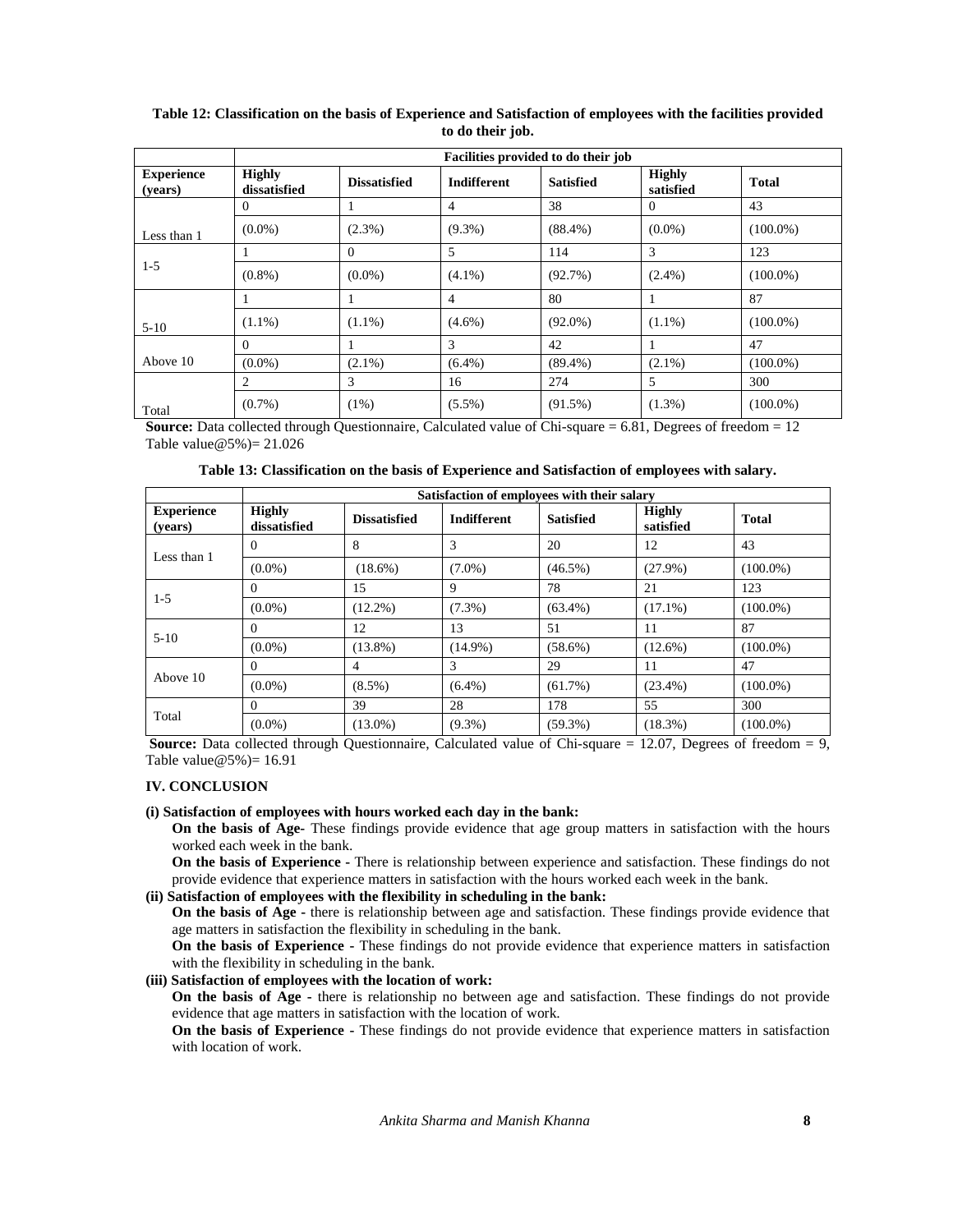**Table 12: Classification on the basis of Experience and Satisfaction of employees with the facilities provided to do their job.**

| | Facilities provided to do their job | | | | | |
|---|---|---|---|---|---|---|
| **Experience (years)** | **Highly dissatisfied** | **Dissatisfied** | **Indifferent** | **Satisfied** | **Highly satisfied** | **Total** |
| Less than 1 | 0 | 1 | 4 | 38 | 0 | 43 |
| | (0.0%) | (2.3%) | (9.3%) | (88.4%) | (0.0%) | (100.0%) |
| 1-5 | 1 | 0 | 5 | 114 | 3 | 123 |
| | (0.8%) | (0.0%) | (4.1%) | (92.7%) | (2.4%) | (100.0%) |
| 5-10 | 1 | 1 | 4 | 80 | 1 | 87 |
| | (1.1%) | (1.1%) | (4.6%) | (92.0%) | (1.1%) | (100.0%) |
| Above 10 | 0 | 1 | 3 | 42 | 1 | 47 |
| | (0.0%) | (2.1%) | (6.4%) | (89.4%) | (2.1%) | (100.0%) |
| Total | 2 | 3 | 16 | 274 | 5 | 300 |
| | (0.7%) | (1%) | (5.5%) | (91.5%) | (1.3%) | (100.0%) |

**Source:** Data collected through Questionnaire, Calculated value of Chi-square = 6.81, Degrees of freedom = 12 Table value@5%)= 21.026

**Table 13: Classification on the basis of Experience and Satisfaction of employees with salary.**

| | Satisfaction of employees with their salary | | | | | |
|---|---|---|---|---|---|---|
| **Experience (years)** | **Highly dissatisfied** | **Dissatisfied** | **Indifferent** | **Satisfied** | **Highly satisfied** | **Total** |
| Less than 1 | 0 | 8 | 3 | 20 | 12 | 43 |
| | (0.0%) | (18.6%) | (7.0%) | (46.5%) | (27.9%) | (100.0%) |
| 1-5 | 0 | 15 | 9 | 78 | 21 | 123 |
| | (0.0%) | (12.2%) | (7.3%) | (63.4%) | (17.1%) | (100.0%) |
| 5-10 | 0 | 12 | 13 | 51 | 11 | 87 |
| | (0.0%) | (13.8%) | (14.9%) | (58.6%) | (12.6%) | (100.0%) |
| Above 10 | 0 | 4 | 3 | 29 | 11 | 47 |
| | (0.0%) | (8.5%) | (6.4%) | (61.7%) | (23.4%) | (100.0%) |
| Total | 0 | 39 | 28 | 178 | 55 | 300 |
| | (0.0%) | (13.0%) | (9.3%) | (59.3%) | (18.3%) | (100.0%) |

**Source:** Data collected through Questionnaire, Calculated value of Chi-square = 12.07, Degrees of freedom = 9, Table value@5%)= 16.91

## IV. CONCLUSION

**(i) Satisfaction of employees with hours worked each day in the bank:**

**On the basis of Age-** These findings provide evidence that age group matters in satisfaction with the hours worked each week in the bank.

**On the basis of Experience** - There is relationship between experience and satisfaction. These findings do not provide evidence that experience matters in satisfaction with the hours worked each week in the bank.

**(ii) Satisfaction of employees with the flexibility in scheduling in the bank:**

**On the basis of Age** - there is relationship between age and satisfaction. These findings provide evidence that age matters in satisfaction the flexibility in scheduling in the bank.

**On the basis of Experience** - These findings do not provide evidence that experience matters in satisfaction with the flexibility in scheduling in the bank.

**(iii) Satisfaction of employees with the location of work:**

**On the basis of Age** - there is relationship no between age and satisfaction. These findings do not provide evidence that age matters in satisfaction with the location of work.

**On the basis of Experience** - These findings do not provide evidence that experience matters in satisfaction with location of work.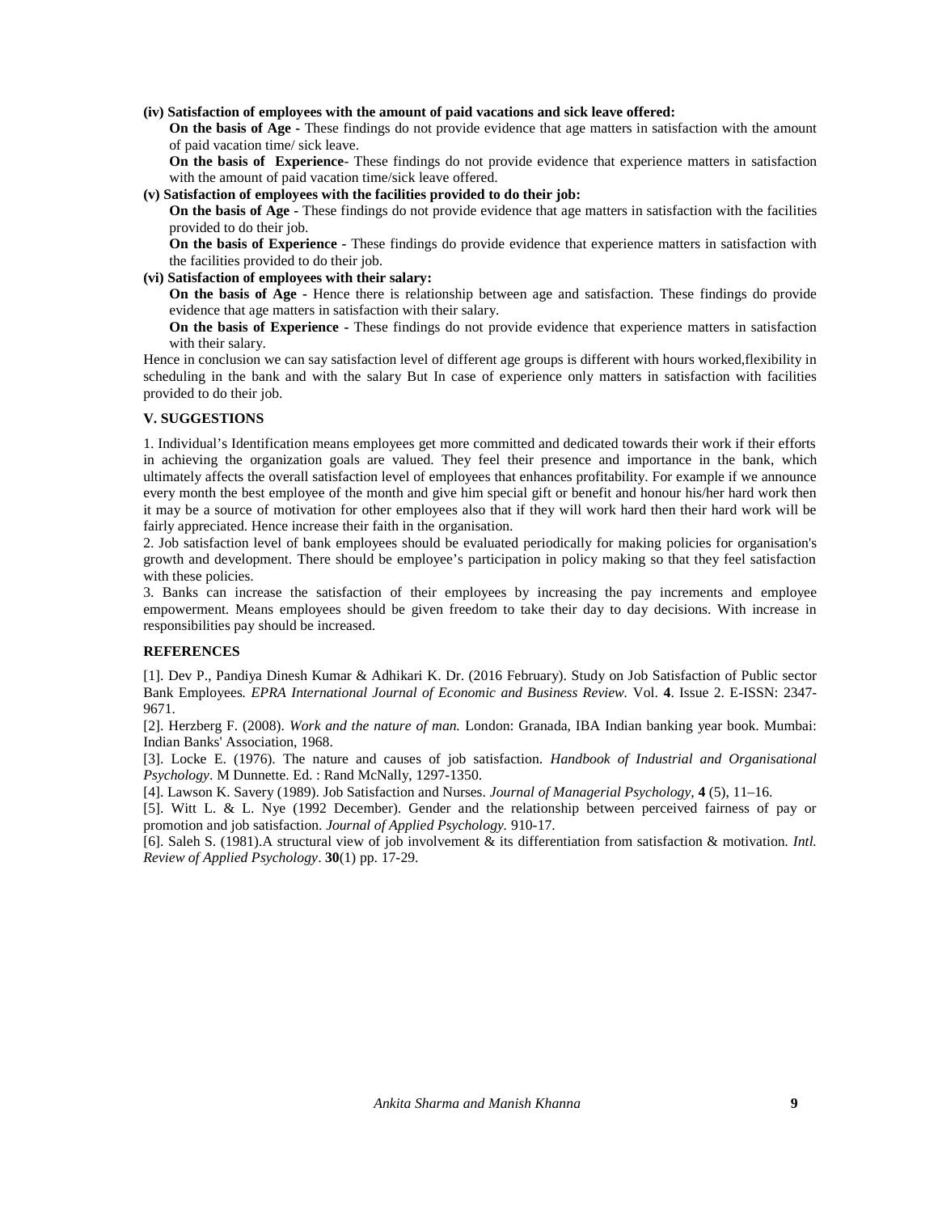**(iv) Satisfaction of employees with the amount of paid vacations and sick leave offered:**

**On the basis of Age -** These findings do not provide evidence that age matters in satisfaction with the amount of paid vacation time/ sick leave.

**On the basis of Experience**- These findings do not provide evidence that experience matters in satisfaction with the amount of paid vacation time/sick leave offered.

**(v) Satisfaction of employees with the facilities provided to do their job:**

**On the basis of Age -** These findings do not provide evidence that age matters in satisfaction with the facilities provided to do their job.

**On the basis of Experience -** These findings do provide evidence that experience matters in satisfaction with the facilities provided to do their job.

**(vi) Satisfaction of employees with their salary:**

**On the basis of Age -** Hence there is relationship between age and satisfaction. These findings do provide evidence that age matters in satisfaction with their salary.

**On the basis of Experience -** These findings do not provide evidence that experience matters in satisfaction with their salary.

Hence in conclusion we can say satisfaction level of different age groups is different with hours worked,flexibility in scheduling in the bank and with the salary But In case of experience only matters in satisfaction with facilities provided to do their job.

## V. SUGGESTIONS

1. Individual's Identification means employees get more committed and dedicated towards their work if their efforts in achieving the organization goals are valued. They feel their presence and importance in the bank, which ultimately affects the overall satisfaction level of employees that enhances profitability. For example if we announce every month the best employee of the month and give him special gift or benefit and honour his/her hard work then it may be a source of motivation for other employees also that if they will work hard then their hard work will be fairly appreciated. Hence increase their faith in the organisation.
2. Job satisfaction level of bank employees should be evaluated periodically for making policies for organisation's growth and development. There should be employee's participation in policy making so that they feel satisfaction with these policies.
3. Banks can increase the satisfaction of their employees by increasing the pay increments and employee empowerment. Means employees should be given freedom to take their day to day decisions. With increase in responsibilities pay should be increased.

## REFERENCES

[1]. Dev P., Pandiya Dinesh Kumar & Adhikari K. Dr. (2016 February). Study on Job Satisfaction of Public sector Bank Employees. *EPRA International Journal of Economic and Business Review.* Vol. **4**. Issue 2. E-ISSN: 2347-9671.

[2]. Herzberg F. (2008). *Work and the nature of man.* London: Granada, IBA Indian banking year book. Mumbai: Indian Banks' Association, 1968.

[3]. Locke E. (1976). The nature and causes of job satisfaction. *Handbook of Industrial and Organisational Psychology*. M Dunnette. Ed. : Rand McNally, 1297-1350.

[4]. Lawson K. Savery (1989). Job Satisfaction and Nurses. *Journal of Managerial Psychology,* **4** (5), 11–16.

[5]. Witt L. & L. Nye (1992 December). Gender and the relationship between perceived fairness of pay or promotion and job satisfaction. *Journal of Applied Psychology.* 910-17.

[6]. Saleh S. (1981).A structural view of job involvement & its differentiation from satisfaction & motivation. *Intl. Review of Applied Psychology*. **30**(1) pp. 17-29.